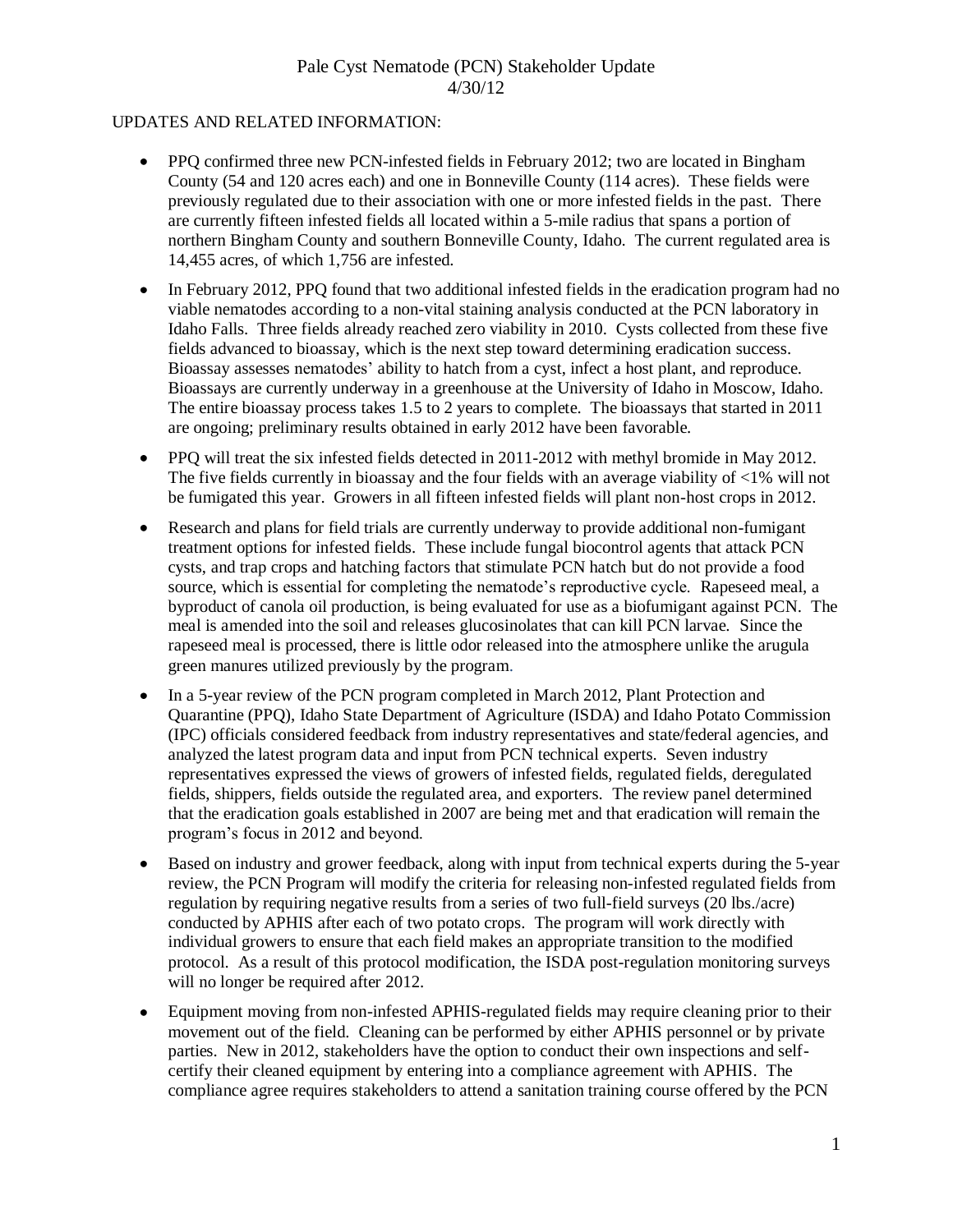# Pale Cyst Nematode (PCN) Stakeholder Update
4/30/12

UPDATES AND RELATED INFORMATION:

- PPQ confirmed three new PCN-infested fields in February 2012; two are located in Bingham County (54 and 120 acres each) and one in Bonneville County (114 acres). These fields were previously regulated due to their association with one or more infested fields in the past. There are currently fifteen infested fields all located within a 5-mile radius that spans a portion of northern Bingham County and southern Bonneville County, Idaho. The current regulated area is 14,455 acres, of which 1,756 are infested.

- In February 2012, PPQ found that two additional infested fields in the eradication program had no viable nematodes according to a non-vital staining analysis conducted at the PCN laboratory in Idaho Falls. Three fields already reached zero viability in 2010. Cysts collected from these five fields advanced to bioassay, which is the next step toward determining eradication success. Bioassay assesses nematodes' ability to hatch from a cyst, infect a host plant, and reproduce. Bioassays are currently underway in a greenhouse at the University of Idaho in Moscow, Idaho. The entire bioassay process takes 1.5 to 2 years to complete. The bioassays that started in 2011 are ongoing; preliminary results obtained in early 2012 have been favorable.

- PPQ will treat the six infested fields detected in 2011-2012 with methyl bromide in May 2012. The five fields currently in bioassay and the four fields with an average viability of <1% will not be fumigated this year. Growers in all fifteen infested fields will plant non-host crops in 2012.

- Research and plans for field trials are currently underway to provide additional non-fumigant treatment options for infested fields. These include fungal biocontrol agents that attack PCN cysts, and trap crops and hatching factors that stimulate PCN hatch but do not provide a food source, which is essential for completing the nematode's reproductive cycle. Rapeseed meal, a byproduct of canola oil production, is being evaluated for use as a biofumigant against PCN. The meal is amended into the soil and releases glucosinolates that can kill PCN larvae. Since the rapeseed meal is processed, there is little odor released into the atmosphere unlike the arugula green manures utilized previously by the program.

- In a 5-year review of the PCN program completed in March 2012, Plant Protection and Quarantine (PPQ), Idaho State Department of Agriculture (ISDA) and Idaho Potato Commission (IPC) officials considered feedback from industry representatives and state/federal agencies, and analyzed the latest program data and input from PCN technical experts. Seven industry representatives expressed the views of growers of infested fields, regulated fields, deregulated fields, shippers, fields outside the regulated area, and exporters. The review panel determined that the eradication goals established in 2007 are being met and that eradication will remain the program's focus in 2012 and beyond.

- Based on industry and grower feedback, along with input from technical experts during the 5-year review, the PCN Program will modify the criteria for releasing non-infested regulated fields from regulation by requiring negative results from a series of two full-field surveys (20 lbs./acre) conducted by APHIS after each of two potato crops. The program will work directly with individual growers to ensure that each field makes an appropriate transition to the modified protocol. As a result of this protocol modification, the ISDA post-regulation monitoring surveys will no longer be required after 2012.

- Equipment moving from non-infested APHIS-regulated fields may require cleaning prior to their movement out of the field. Cleaning can be performed by either APHIS personnel or by private parties. New in 2012, stakeholders have the option to conduct their own inspections and self-certify their cleaned equipment by entering into a compliance agreement with APHIS. The compliance agree requires stakeholders to attend a sanitation training course offered by the PCN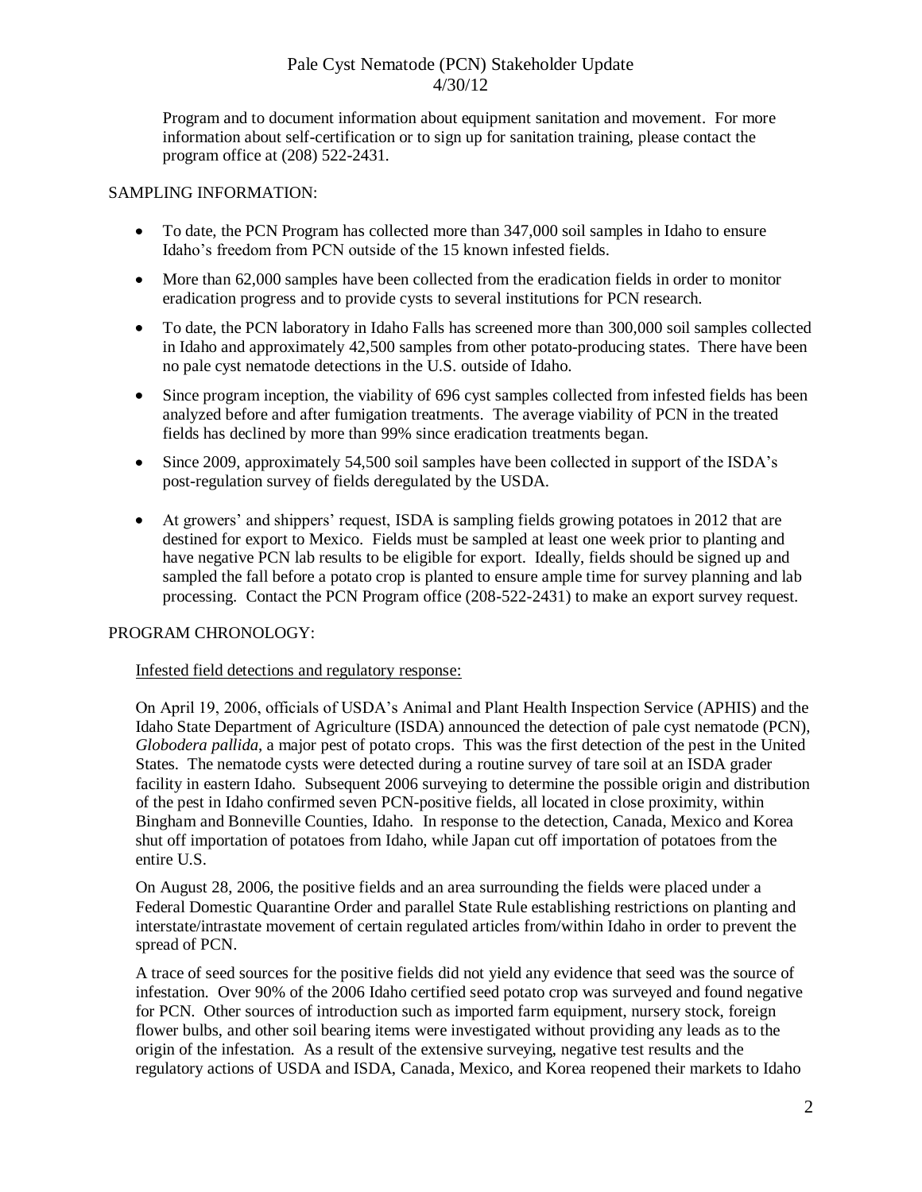Program and to document information about equipment sanitation and movement. For more information about self-certification or to sign up for sanitation training, please contact the program office at (208) 522-2431.

SAMPLING INFORMATION:

- To date, the PCN Program has collected more than 347,000 soil samples in Idaho to ensure Idaho's freedom from PCN outside of the 15 known infested fields.
- More than 62,000 samples have been collected from the eradication fields in order to monitor eradication progress and to provide cysts to several institutions for PCN research.
- To date, the PCN laboratory in Idaho Falls has screened more than 300,000 soil samples collected in Idaho and approximately 42,500 samples from other potato-producing states. There have been no pale cyst nematode detections in the U.S. outside of Idaho.
- Since program inception, the viability of 696 cyst samples collected from infested fields has been analyzed before and after fumigation treatments. The average viability of PCN in the treated fields has declined by more than 99% since eradication treatments began.
- Since 2009, approximately 54,500 soil samples have been collected in support of the ISDA's post-regulation survey of fields deregulated by the USDA.
- At growers' and shippers' request, ISDA is sampling fields growing potatoes in 2012 that are destined for export to Mexico. Fields must be sampled at least one week prior to planting and have negative PCN lab results to be eligible for export. Ideally, fields should be signed up and sampled the fall before a potato crop is planted to ensure ample time for survey planning and lab processing. Contact the PCN Program office (208-522-2431) to make an export survey request.

PROGRAM CHRONOLOGY:

Infested field detections and regulatory response:

On April 19, 2006, officials of USDA's Animal and Plant Health Inspection Service (APHIS) and the Idaho State Department of Agriculture (ISDA) announced the detection of pale cyst nematode (PCN), *Globodera pallida*, a major pest of potato crops. This was the first detection of the pest in the United States. The nematode cysts were detected during a routine survey of tare soil at an ISDA grader facility in eastern Idaho. Subsequent 2006 surveying to determine the possible origin and distribution of the pest in Idaho confirmed seven PCN-positive fields, all located in close proximity, within Bingham and Bonneville Counties, Idaho. In response to the detection, Canada, Mexico and Korea shut off importation of potatoes from Idaho, while Japan cut off importation of potatoes from the entire U.S.

On August 28, 2006, the positive fields and an area surrounding the fields were placed under a Federal Domestic Quarantine Order and parallel State Rule establishing restrictions on planting and interstate/intrastate movement of certain regulated articles from/within Idaho in order to prevent the spread of PCN.

A trace of seed sources for the positive fields did not yield any evidence that seed was the source of infestation. Over 90% of the 2006 Idaho certified seed potato crop was surveyed and found negative for PCN. Other sources of introduction such as imported farm equipment, nursery stock, foreign flower bulbs, and other soil bearing items were investigated without providing any leads as to the origin of the infestation. As a result of the extensive surveying, negative test results and the regulatory actions of USDA and ISDA, Canada, Mexico, and Korea reopened their markets to Idaho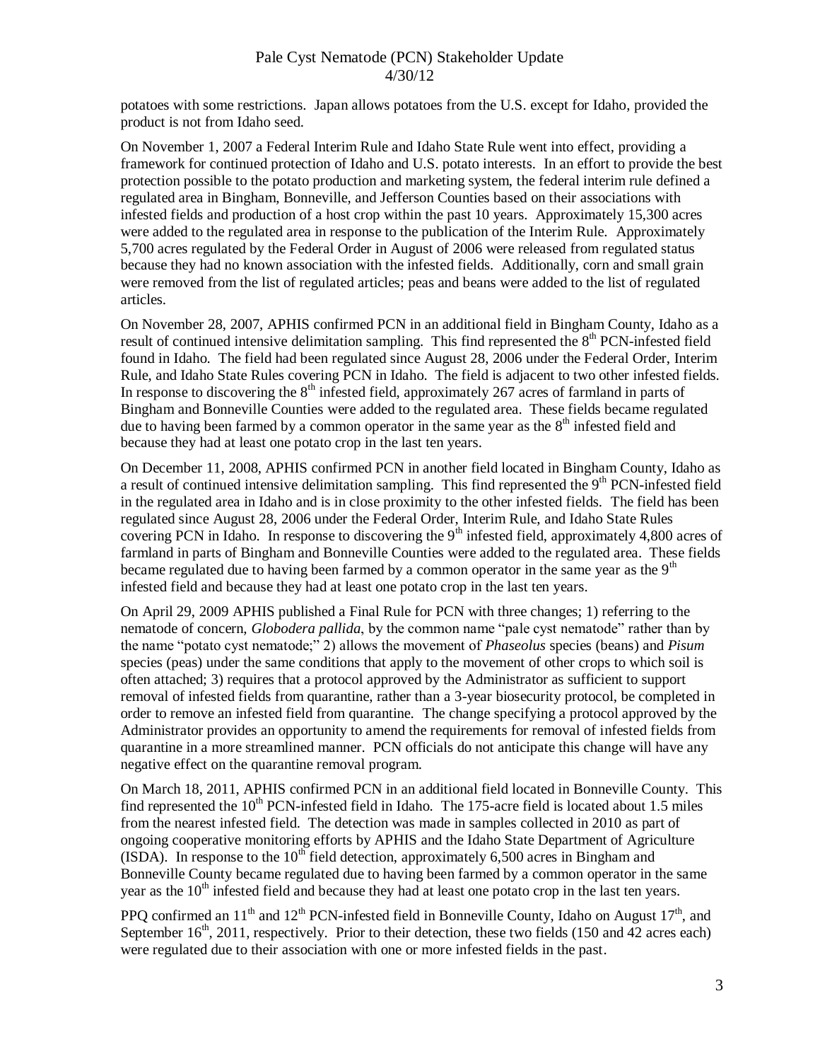potatoes with some restrictions. Japan allows potatoes from the U.S. except for Idaho, provided the product is not from Idaho seed.

On November 1, 2007 a Federal Interim Rule and Idaho State Rule went into effect, providing a framework for continued protection of Idaho and U.S. potato interests. In an effort to provide the best protection possible to the potato production and marketing system, the federal interim rule defined a regulated area in Bingham, Bonneville, and Jefferson Counties based on their associations with infested fields and production of a host crop within the past 10 years. Approximately 15,300 acres were added to the regulated area in response to the publication of the Interim Rule. Approximately 5,700 acres regulated by the Federal Order in August of 2006 were released from regulated status because they had no known association with the infested fields. Additionally, corn and small grain were removed from the list of regulated articles; peas and beans were added to the list of regulated articles.

On November 28, 2007, APHIS confirmed PCN in an additional field in Bingham County, Idaho as a result of continued intensive delimitation sampling. This find represented the 8th PCN-infested field found in Idaho. The field had been regulated since August 28, 2006 under the Federal Order, Interim Rule, and Idaho State Rules covering PCN in Idaho. The field is adjacent to two other infested fields. In response to discovering the 8th infested field, approximately 267 acres of farmland in parts of Bingham and Bonneville Counties were added to the regulated area. These fields became regulated due to having been farmed by a common operator in the same year as the 8th infested field and because they had at least one potato crop in the last ten years.

On December 11, 2008, APHIS confirmed PCN in another field located in Bingham County, Idaho as a result of continued intensive delimitation sampling. This find represented the 9th PCN-infested field in the regulated area in Idaho and is in close proximity to the other infested fields. The field has been regulated since August 28, 2006 under the Federal Order, Interim Rule, and Idaho State Rules covering PCN in Idaho. In response to discovering the 9th infested field, approximately 4,800 acres of farmland in parts of Bingham and Bonneville Counties were added to the regulated area. These fields became regulated due to having been farmed by a common operator in the same year as the 9th infested field and because they had at least one potato crop in the last ten years.

On April 29, 2009 APHIS published a Final Rule for PCN with three changes; 1) referring to the nematode of concern, *Globodera pallida*, by the common name "pale cyst nematode" rather than by the name "potato cyst nematode;" 2) allows the movement of *Phaseolus* species (beans) and *Pisum* species (peas) under the same conditions that apply to the movement of other crops to which soil is often attached; 3) requires that a protocol approved by the Administrator as sufficient to support removal of infested fields from quarantine, rather than a 3-year biosecurity protocol, be completed in order to remove an infested field from quarantine. The change specifying a protocol approved by the Administrator provides an opportunity to amend the requirements for removal of infested fields from quarantine in a more streamlined manner. PCN officials do not anticipate this change will have any negative effect on the quarantine removal program.

On March 18, 2011, APHIS confirmed PCN in an additional field located in Bonneville County. This find represented the 10th PCN-infested field in Idaho. The 175-acre field is located about 1.5 miles from the nearest infested field. The detection was made in samples collected in 2010 as part of ongoing cooperative monitoring efforts by APHIS and the Idaho State Department of Agriculture (ISDA). In response to the 10th field detection, approximately 6,500 acres in Bingham and Bonneville County became regulated due to having been farmed by a common operator in the same year as the 10th infested field and because they had at least one potato crop in the last ten years.

PPQ confirmed an 11th and 12th PCN-infested field in Bonneville County, Idaho on August 17th, and September 16th, 2011, respectively. Prior to their detection, these two fields (150 and 42 acres each) were regulated due to their association with one or more infested fields in the past.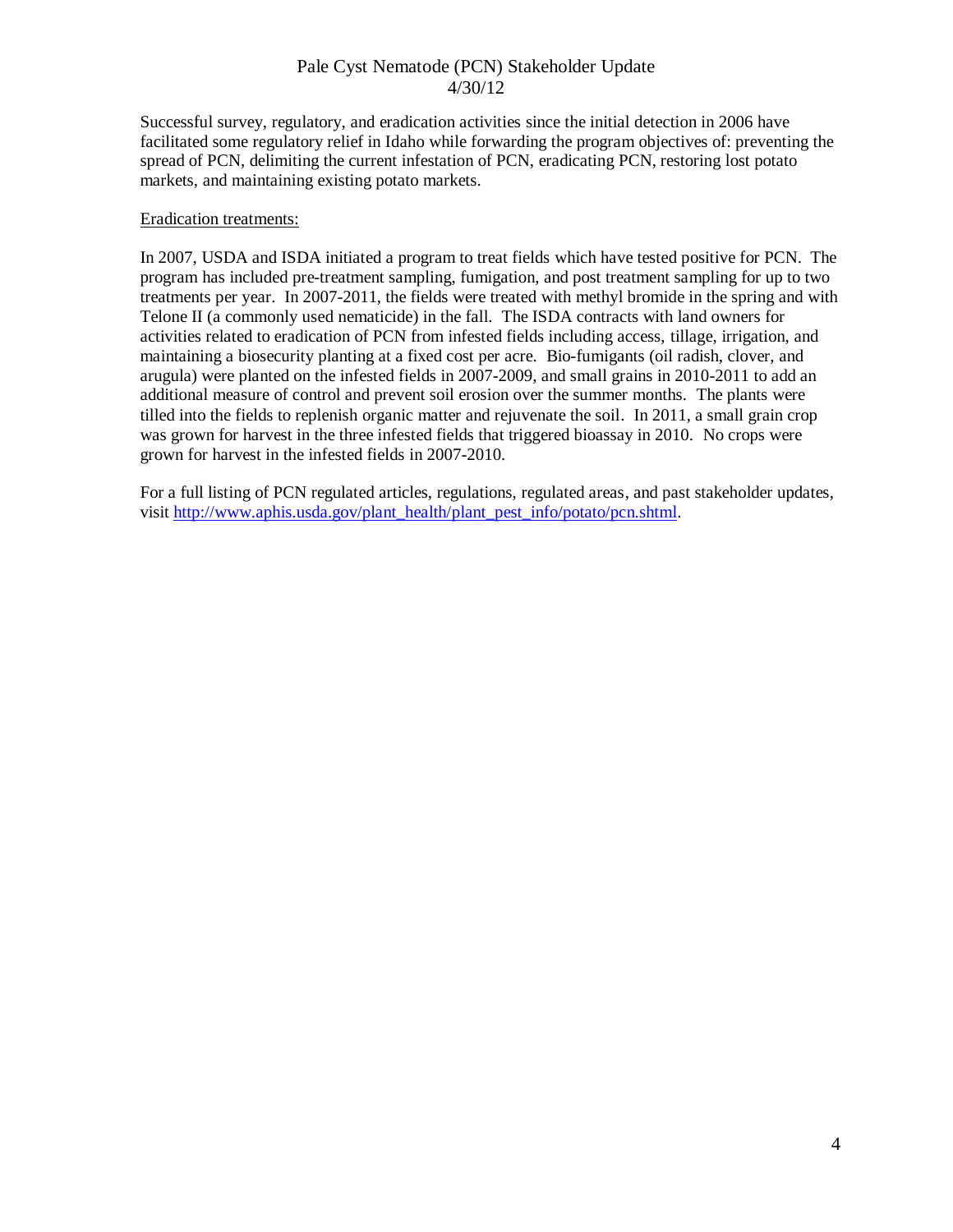Successful survey, regulatory, and eradication activities since the initial detection in 2006 have facilitated some regulatory relief in Idaho while forwarding the program objectives of: preventing the spread of PCN, delimiting the current infestation of PCN, eradicating PCN, restoring lost potato markets, and maintaining existing potato markets.

Eradication treatments:

In 2007, USDA and ISDA initiated a program to treat fields which have tested positive for PCN. The program has included pre-treatment sampling, fumigation, and post treatment sampling for up to two treatments per year. In 2007-2011, the fields were treated with methyl bromide in the spring and with Telone II (a commonly used nematicide) in the fall. The ISDA contracts with land owners for activities related to eradication of PCN from infested fields including access, tillage, irrigation, and maintaining a biosecurity planting at a fixed cost per acre. Bio-fumigants (oil radish, clover, and arugula) were planted on the infested fields in 2007-2009, and small grains in 2010-2011 to add an additional measure of control and prevent soil erosion over the summer months. The plants were tilled into the fields to replenish organic matter and rejuvenate the soil. In 2011, a small grain crop was grown for harvest in the three infested fields that triggered bioassay in 2010. No crops were grown for harvest in the infested fields in 2007-2010.

For a full listing of PCN regulated articles, regulations, regulated areas, and past stakeholder updates, visit [http://www.aphis.usda.gov/plant_health/plant_pest_info/potato/pcn.shtml](http://www.aphis.usda.gov/plant_health/plant_pest_info/potato/pcn.shtml).